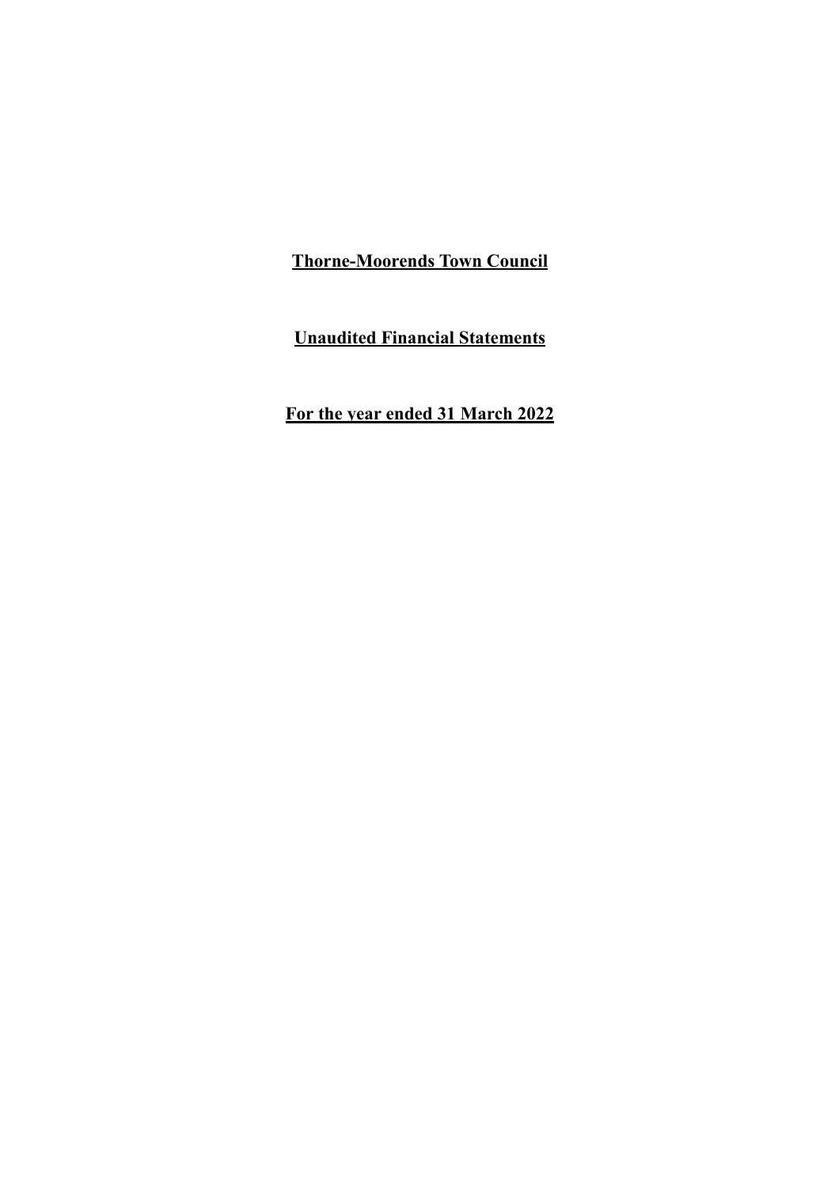# Thorne-Moorends Town Council

## Unaudited Financial Statements

## For the year ended 31 March 2022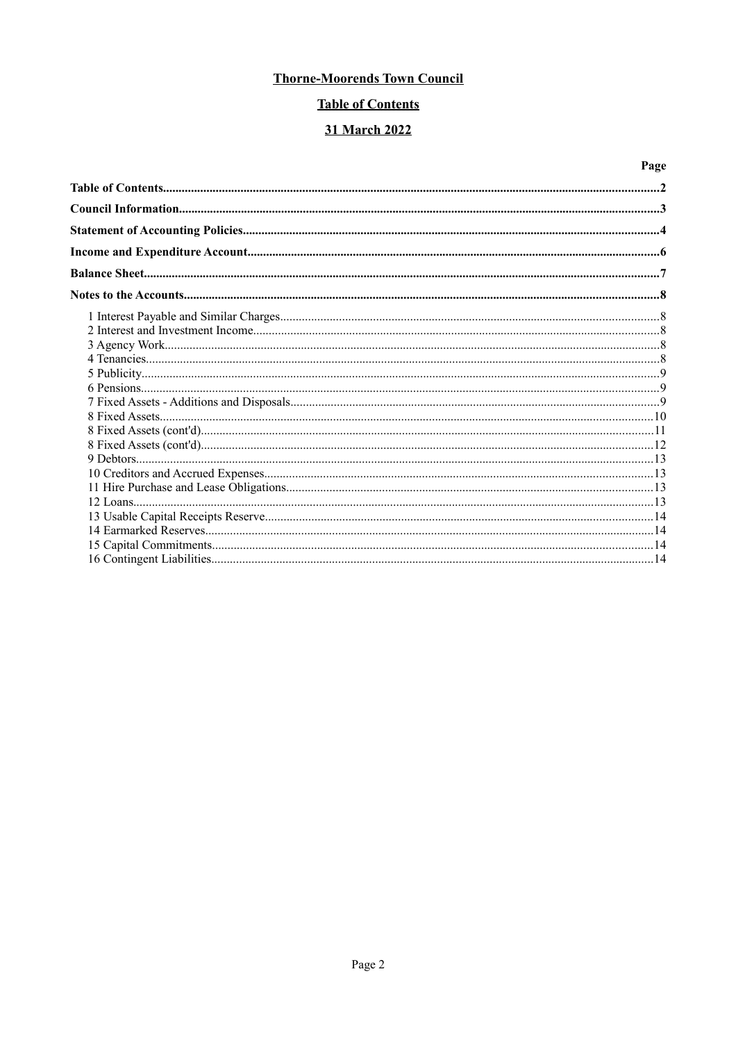**Thorne-Moorends Town Council**

**Table of Contents**

**31 March 2022**

| | Page |
|---|---|
| **Table of Contents** | **2** |
| **Council Information** | **3** |
| **Statement of Accounting Policies** | **4** |
| **Income and Expenditure Account** | **6** |
| **Balance Sheet** | **7** |
| **Notes to the Accounts** | **8** |
| 1 Interest Payable and Similar Charges | 8 |
| 2 Interest and Investment Income | 8 |
| 3 Agency Work | 8 |
| 4 Tenancies | 8 |
| 5 Publicity | 9 |
| 6 Pensions | 9 |
| 7 Fixed Assets - Additions and Disposals | 9 |
| 8 Fixed Assets | 10 |
| 8 Fixed Assets (cont'd) | 11 |
| 8 Fixed Assets (cont'd) | 12 |
| 9 Debtors | 13 |
| 10 Creditors and Accrued Expenses | 13 |
| 11 Hire Purchase and Lease Obligations | 13 |
| 12 Loans | 13 |
| 13 Usable Capital Receipts Reserve | 14 |
| 14 Earmarked Reserves | 14 |
| 15 Capital Commitments | 14 |
| 16 Contingent Liabilities | 14 |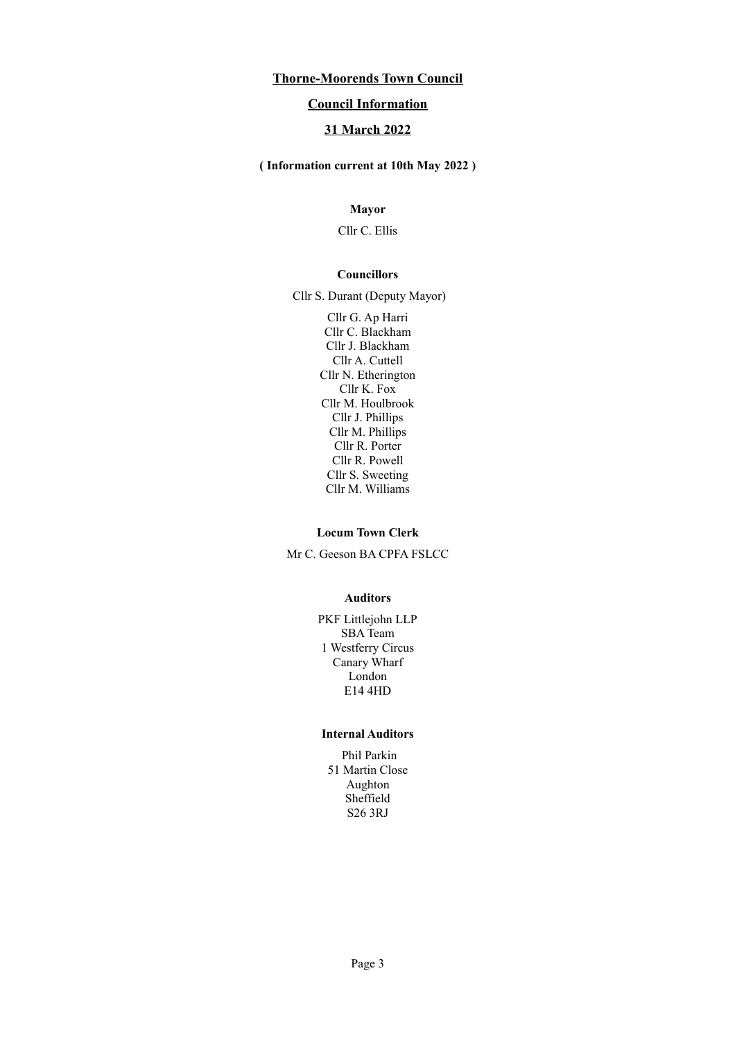# Thorne-Moorends Town Council

## Council Information

## 31 March 2022

**( Information current at 10th May 2022 )**

### Mayor

Cllr C. Ellis

### Councillors

Cllr S. Durant (Deputy Mayor)

Cllr G. Ap Harri
Cllr C. Blackham
Cllr J. Blackham
Cllr A. Cuttell
Cllr N. Etherington
Cllr K. Fox
Cllr M. Houlbrook
Cllr J. Phillips
Cllr M. Phillips
Cllr R. Porter
Cllr R. Powell
Cllr S. Sweeting
Cllr M. Williams

### Locum Town Clerk

Mr C. Geeson BA CPFA FSLCC

### Auditors

PKF Littlejohn LLP
SBA Team
1 Westferry Circus
Canary Wharf
London
E14 4HD

### Internal Auditors

Phil Parkin
51 Martin Close
Aughton
Sheffield
S26 3RJ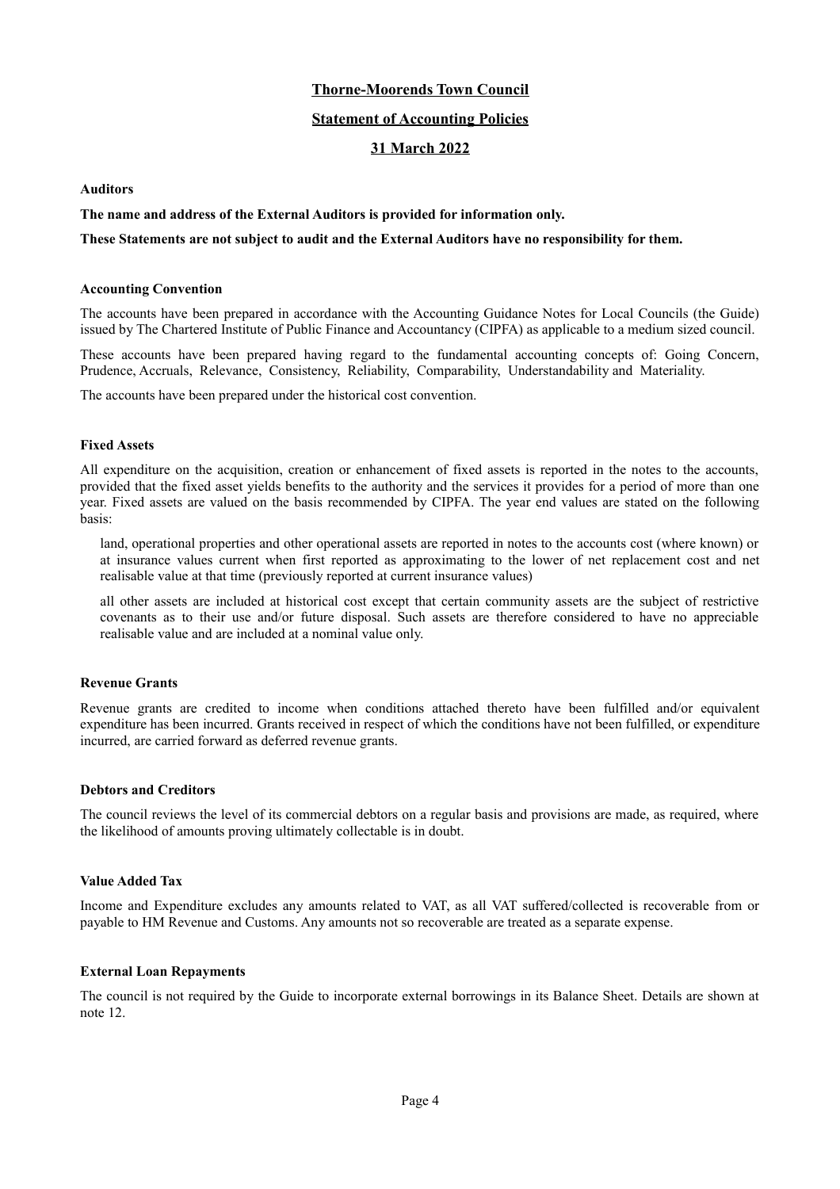# Thorne-Moorends Town Council

## Statement of Accounting Policies

## 31 March 2022

**Auditors**

**The name and address of the External Auditors is provided for information only.**

**These Statements are not subject to audit and the External Auditors have no responsibility for them.**

**Accounting Convention**

The accounts have been prepared in accordance with the Accounting Guidance Notes for Local Councils (the Guide) issued by The Chartered Institute of Public Finance and Accountancy (CIPFA) as applicable to a medium sized council.

These accounts have been prepared having regard to the fundamental accounting concepts of: Going Concern, Prudence, Accruals, Relevance, Consistency, Reliability, Comparability, Understandability and Materiality.

The accounts have been prepared under the historical cost convention.

**Fixed Assets**

All expenditure on the acquisition, creation or enhancement of fixed assets is reported in the notes to the accounts, provided that the fixed asset yields benefits to the authority and the services it provides for a period of more than one year. Fixed assets are valued on the basis recommended by CIPFA. The year end values are stated on the following basis:

land, operational properties and other operational assets are reported in notes to the accounts cost (where known) or at insurance values current when first reported as approximating to the lower of net replacement cost and net realisable value at that time (previously reported at current insurance values)

all other assets are included at historical cost except that certain community assets are the subject of restrictive covenants as to their use and/or future disposal. Such assets are therefore considered to have no appreciable realisable value and are included at a nominal value only.

**Revenue Grants**

Revenue grants are credited to income when conditions attached thereto have been fulfilled and/or equivalent expenditure has been incurred. Grants received in respect of which the conditions have not been fulfilled, or expenditure incurred, are carried forward as deferred revenue grants.

**Debtors and Creditors**

The council reviews the level of its commercial debtors on a regular basis and provisions are made, as required, where the likelihood of amounts proving ultimately collectable is in doubt.

**Value Added Tax**

Income and Expenditure excludes any amounts related to VAT, as all VAT suffered/collected is recoverable from or payable to HM Revenue and Customs. Any amounts not so recoverable are treated as a separate expense.

**External Loan Repayments**

The council is not required by the Guide to incorporate external borrowings in its Balance Sheet. Details are shown at note 12.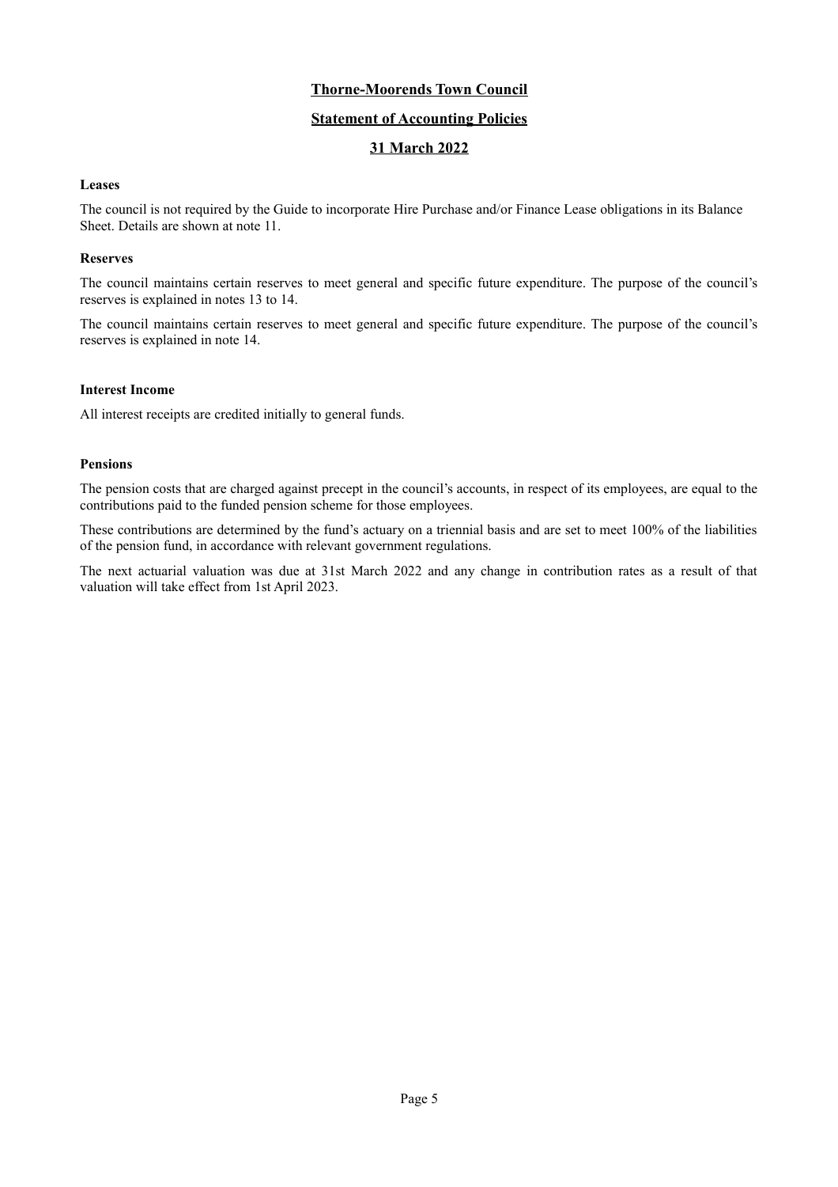# Thorne-Moorends Town Council

## Statement of Accounting Policies

## 31 March 2022

**Leases**

The council is not required by the Guide to incorporate Hire Purchase and/or Finance Lease obligations in its Balance Sheet. Details are shown at note 11.

**Reserves**

The council maintains certain reserves to meet general and specific future expenditure. The purpose of the council's reserves is explained in notes 13 to 14.

The council maintains certain reserves to meet general and specific future expenditure. The purpose of the council's reserves is explained in note 14.

**Interest Income**

All interest receipts are credited initially to general funds.

**Pensions**

The pension costs that are charged against precept in the council's accounts, in respect of its employees, are equal to the contributions paid to the funded pension scheme for those employees.

These contributions are determined by the fund's actuary on a triennial basis and are set to meet 100% of the liabilities of the pension fund, in accordance with relevant government regulations.

The next actuarial valuation was due at 31st March 2022 and any change in contribution rates as a result of that valuation will take effect from 1st April 2023.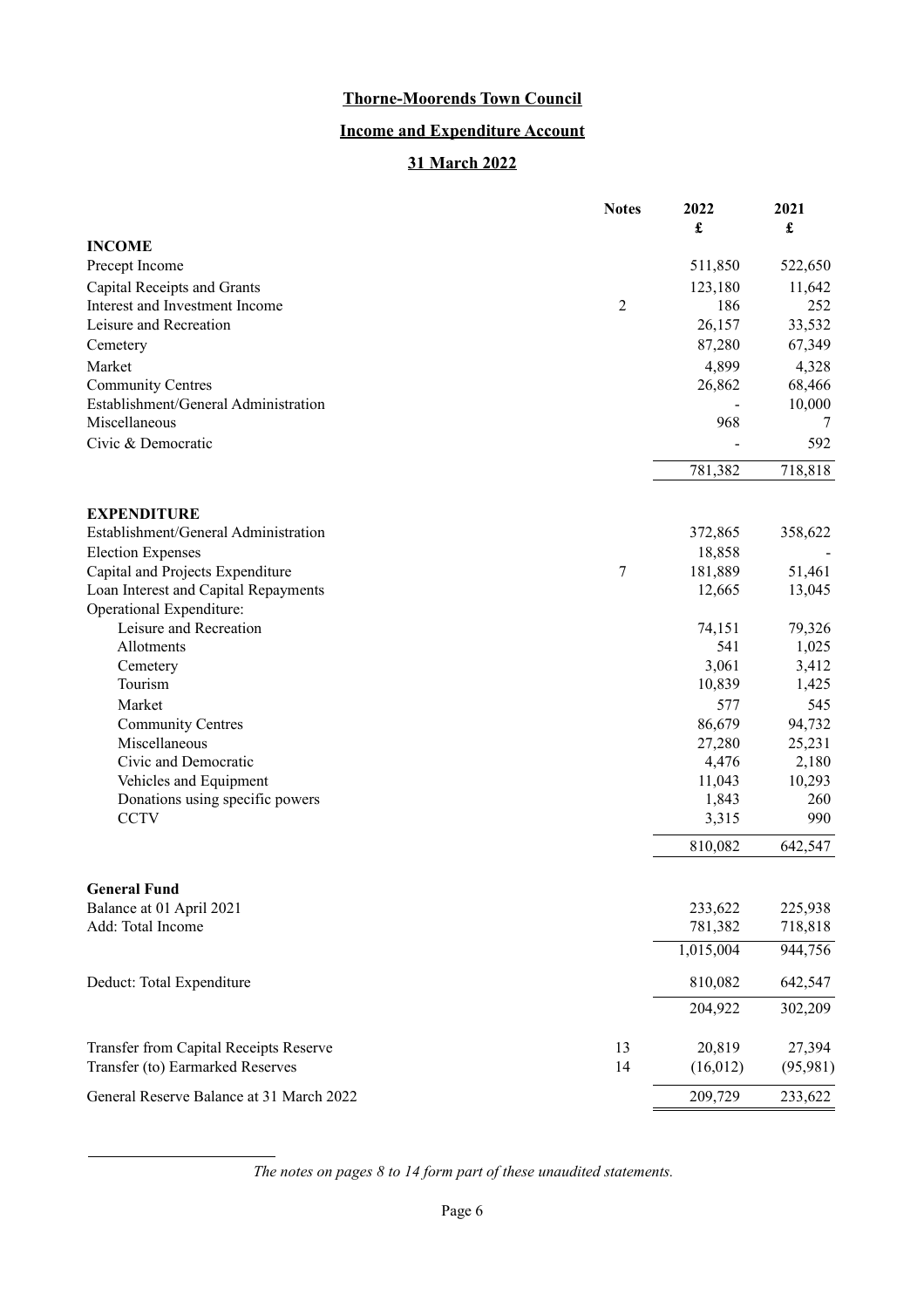# Thorne-Moorends Town Council

## Income and Expenditure Account

## 31 March 2022

| | Notes | 2022 £ | 2021 £ |
|---|---|---|---|
| **INCOME** | | | |
| Precept Income | | 511,850 | 522,650 |
| Capital Receipts and Grants | | 123,180 | 11,642 |
| Interest and Investment Income | 2 | 186 | 252 |
| Leisure and Recreation | | 26,157 | 33,532 |
| Cemetery | | 87,280 | 67,349 |
| Market | | 4,899 | 4,328 |
| Community Centres | | 26,862 | 68,466 |
| Establishment/General Administration | | - | 10,000 |
| Miscellaneous | | 968 | 7 |
| Civic & Democratic | | - | 592 |
| | | 781,382 | 718,818 |
| **EXPENDITURE** | | | |
| Establishment/General Administration | | 372,865 | 358,622 |
| Election Expenses | | 18,858 | - |
| Capital and Projects Expenditure | 7 | 181,889 | 51,461 |
| Loan Interest and Capital Repayments | | 12,665 | 13,045 |
| Operational Expenditure: | | | |
| Leisure and Recreation | | 74,151 | 79,326 |
| Allotments | | 541 | 1,025 |
| Cemetery | | 3,061 | 3,412 |
| Tourism | | 10,839 | 1,425 |
| Market | | 577 | 545 |
| Community Centres | | 86,679 | 94,732 |
| Miscellaneous | | 27,280 | 25,231 |
| Civic and Democratic | | 4,476 | 2,180 |
| Vehicles and Equipment | | 11,043 | 10,293 |
| Donations using specific powers | | 1,843 | 260 |
| CCTV | | 3,315 | 990 |
| | | 810,082 | 642,547 |
| **General Fund** | | | |
| Balance at 01 April 2021 | | 233,622 | 225,938 |
| Add: Total Income | | 781,382 | 718,818 |
| | | 1,015,004 | 944,756 |
| Deduct: Total Expenditure | | 810,082 | 642,547 |
| | | 204,922 | 302,209 |
| Transfer from Capital Receipts Reserve | 13 | 20,819 | 27,394 |
| Transfer (to) Earmarked Reserves | 14 | (16,012) | (95,981) |
| General Reserve Balance at 31 March 2022 | | 209,729 | 233,622 |

*The notes on pages 8 to 14 form part of these unaudited statements.*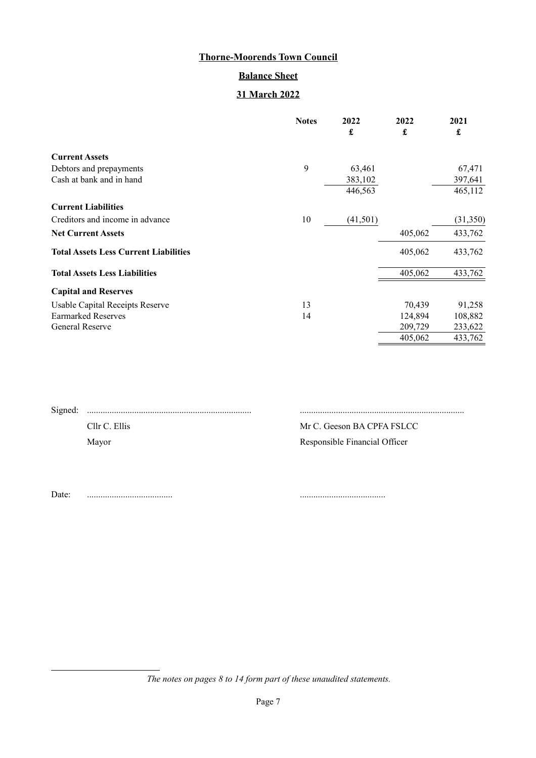# Thorne-Moorends Town Council

## Balance Sheet

## 31 March 2022

| | Notes | 2022<br>£ | 2022<br>£ | 2021<br>£ |
|---|---|---|---|---|
| **Current Assets** | | | | |
| Debtors and prepayments | 9 | 63,461 | | 67,471 |
| Cash at bank and in hand | | 383,102 | | 397,641 |
| | | 446,563 | | 465,112 |
| **Current Liabilities** | | | | |
| Creditors and income in advance | 10 | (41,501) | | (31,350) |
| **Net Current Assets** | | | 405,062 | 433,762 |
| **Total Assets Less Current Liabilities** | | | 405,062 | 433,762 |
| **Total Assets Less Liabilities** | | | 405,062 | 433,762 |
| **Capital and Reserves** | | | | |
| Usable Capital Receipts Reserve | 13 | | 70,439 | 91,258 |
| Earmarked Reserves | 14 | | 124,894 | 108,882 |
| General Reserve | | | 209,729 | 233,622 |
| | | | 405,062 | 433,762 |

Signed: ........................................................................ ........................................................................

Cllr C. Ellis — Mayor

Mr C. Geeson BA CPFA FSLCC — Responsible Financial Officer

Date: ...................................... ......................................

*The notes on pages 8 to 14 form part of these unaudited statements.*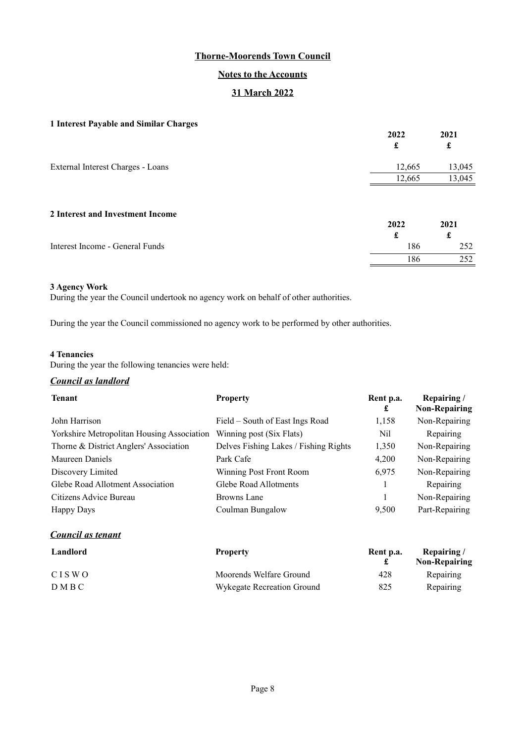# Thorne-Moorends Town Council

## Notes to the Accounts

## 31 March 2022

### 1 Interest Payable and Similar Charges

| | 2022 £ | 2021 £ |
|---|---|---|
| External Interest Charges - Loans | 12,665 | 13,045 |
| | 12,665 | 13,045 |

### 2 Interest and Investment Income

| | 2022 £ | 2021 £ |
|---|---|---|
| Interest Income - General Funds | 186 | 252 |
| | 186 | 252 |

### 3 Agency Work

During the year the Council undertook no agency work on behalf of other authorities.

During the year the Council commissioned no agency work to be performed by other authorities.

### 4 Tenancies

During the year the following tenancies were held:

***Council as landlord***

| Tenant | Property | Rent p.a. £ | Repairing / Non-Repairing |
|---|---|---|---|
| John Harrison | Field – South of East Ings Road | 1,158 | Non-Repairing |
| Yorkshire Metropolitan Housing Association | Winning post (Six Flats) | Nil | Repairing |
| Thorne & District Anglers' Association | Delves Fishing Lakes / Fishing Rights | 1,350 | Non-Repairing |
| Maureen Daniels | Park Cafe | 4,200 | Non-Repairing |
| Discovery Limited | Winning Post Front Room | 6,975 | Non-Repairing |
| Glebe Road Allotment Association | Glebe Road Allotments | 1 | Repairing |
| Citizens Advice Bureau | Browns Lane | 1 | Non-Repairing |
| Happy Days | Coulman Bungalow | 9,500 | Part-Repairing |

***Council as tenant***

| Landlord | Property | Rent p.a. £ | Repairing / Non-Repairing |
|---|---|---|---|
| C I S W O | Moorends Welfare Ground | 428 | Repairing |
| D M B C | Wykegate Recreation Ground | 825 | Repairing |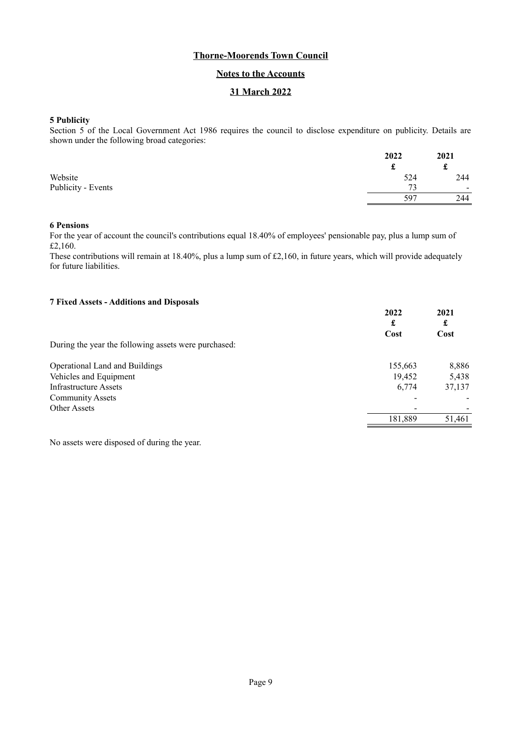# Thorne-Moorends Town Council

## Notes to the Accounts

## 31 March 2022

### 5 Publicity

Section 5 of the Local Government Act 1986 requires the council to disclose expenditure on publicity. Details are shown under the following broad categories:

| | 2022 | 2021 |
|---|---|---|
| | £ | £ |
| Website | 524 | 244 |
| Publicity - Events | 73 | - |
| | 597 | 244 |

### 6 Pensions

For the year of account the council's contributions equal 18.40% of employees' pensionable pay, plus a lump sum of £2,160.

These contributions will remain at 18.40%, plus a lump sum of £2,160, in future years, which will provide adequately for future liabilities.

### 7 Fixed Assets - Additions and Disposals

| | 2022 | 2021 |
|---|---|---|
| | £ | £ |
| | Cost | Cost |
| During the year the following assets were purchased: | | |
| Operational Land and Buildings | 155,663 | 8,886 |
| Vehicles and Equipment | 19,452 | 5,438 |
| Infrastructure Assets | 6,774 | 37,137 |
| Community Assets | - | - |
| Other Assets | - | - |
| | 181,889 | 51,461 |

No assets were disposed of during the year.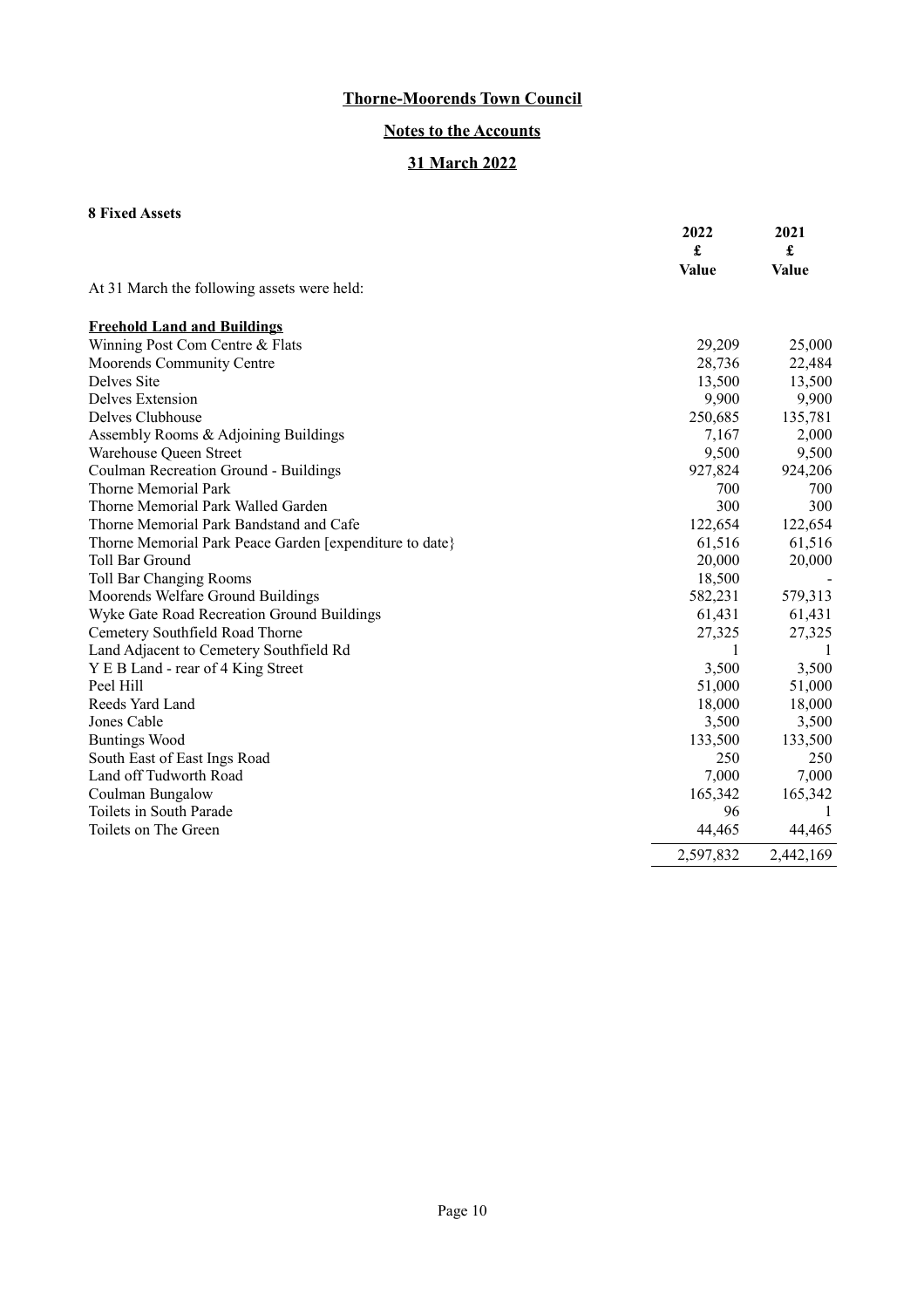# Thorne-Moorends Town Council

## Notes to the Accounts

## 31 March 2022

**8 Fixed Assets**

| | 2022 £ Value | 2021 £ Value |
|---|---|---|
| At 31 March the following assets were held: | | |
| **Freehold Land and Buildings** | | |
| Winning Post Com Centre & Flats | 29,209 | 25,000 |
| Moorends Community Centre | 28,736 | 22,484 |
| Delves Site | 13,500 | 13,500 |
| Delves Extension | 9,900 | 9,900 |
| Delves Clubhouse | 250,685 | 135,781 |
| Assembly Rooms & Adjoining Buildings | 7,167 | 2,000 |
| Warehouse Queen Street | 9,500 | 9,500 |
| Coulman Recreation Ground - Buildings | 927,824 | 924,206 |
| Thorne Memorial Park | 700 | 700 |
| Thorne Memorial Park Walled Garden | 300 | 300 |
| Thorne Memorial Park Bandstand and Cafe | 122,654 | 122,654 |
| Thorne Memorial Park Peace Garden [expenditure to date} | 61,516 | 61,516 |
| Toll Bar Ground | 20,000 | 20,000 |
| Toll Bar Changing Rooms | 18,500 | - |
| Moorends Welfare Ground Buildings | 582,231 | 579,313 |
| Wyke Gate Road Recreation Ground Buildings | 61,431 | 61,431 |
| Cemetery Southfield Road Thorne | 27,325 | 27,325 |
| Land Adjacent to Cemetery Southfield Rd | 1 | 1 |
| Y E B Land - rear of 4 King Street | 3,500 | 3,500 |
| Peel Hill | 51,000 | 51,000 |
| Reeds Yard Land | 18,000 | 18,000 |
| Jones Cable | 3,500 | 3,500 |
| Buntings Wood | 133,500 | 133,500 |
| South East of East Ings Road | 250 | 250 |
| Land off Tudworth Road | 7,000 | 7,000 |
| Coulman Bungalow | 165,342 | 165,342 |
| Toilets in South Parade | 96 | 1 |
| Toilets on The Green | 44,465 | 44,465 |
| | 2,597,832 | 2,442,169 |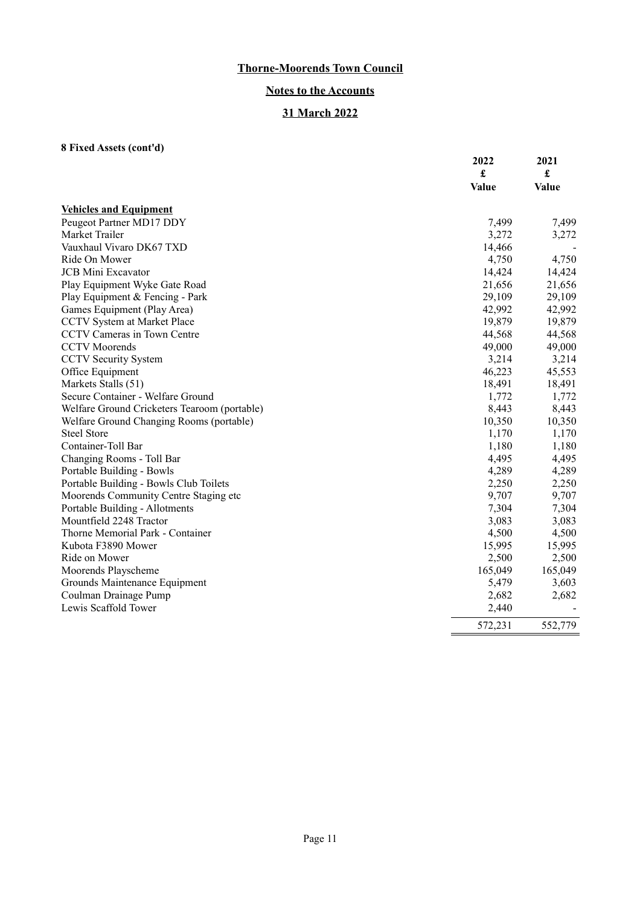**Thorne-Moorends Town Council**

**Notes to the Accounts**

**31 March 2022**

**8 Fixed Assets (cont'd)**

| | 2022 | 2021 |
|---|---|---|
| | £ | £ |
| | Value | Value |
| **Vehicles and Equipment** | | |
| Peugeot Partner MD17 DDY | 7,499 | 7,499 |
| Market Trailer | 3,272 | 3,272 |
| Vauxhaul Vivaro DK67 TXD | 14,466 | - |
| Ride On Mower | 4,750 | 4,750 |
| JCB Mini Excavator | 14,424 | 14,424 |
| Play Equipment Wyke Gate Road | 21,656 | 21,656 |
| Play Equipment & Fencing - Park | 29,109 | 29,109 |
| Games Equipment (Play Area) | 42,992 | 42,992 |
| CCTV System at Market Place | 19,879 | 19,879 |
| CCTV Cameras in Town Centre | 44,568 | 44,568 |
| CCTV Moorends | 49,000 | 49,000 |
| CCTV Security System | 3,214 | 3,214 |
| Office Equipment | 46,223 | 45,553 |
| Markets Stalls (51) | 18,491 | 18,491 |
| Secure Container - Welfare Ground | 1,772 | 1,772 |
| Welfare Ground Cricketers Tearoom (portable) | 8,443 | 8,443 |
| Welfare Ground Changing Rooms (portable) | 10,350 | 10,350 |
| Steel Store | 1,170 | 1,170 |
| Container-Toll Bar | 1,180 | 1,180 |
| Changing Rooms - Toll Bar | 4,495 | 4,495 |
| Portable Building - Bowls | 4,289 | 4,289 |
| Portable Building - Bowls Club Toilets | 2,250 | 2,250 |
| Moorends Community Centre Staging etc | 9,707 | 9,707 |
| Portable Building - Allotments | 7,304 | 7,304 |
| Mountfield 2248 Tractor | 3,083 | 3,083 |
| Thorne Memorial Park - Container | 4,500 | 4,500 |
| Kubota F3890 Mower | 15,995 | 15,995 |
| Ride on Mower | 2,500 | 2,500 |
| Moorends Playscheme | 165,049 | 165,049 |
| Grounds Maintenance Equipment | 5,479 | 3,603 |
| Coulman Drainage Pump | 2,682 | 2,682 |
| Lewis Scaffold Tower | 2,440 | - |
| | 572,231 | 552,779 |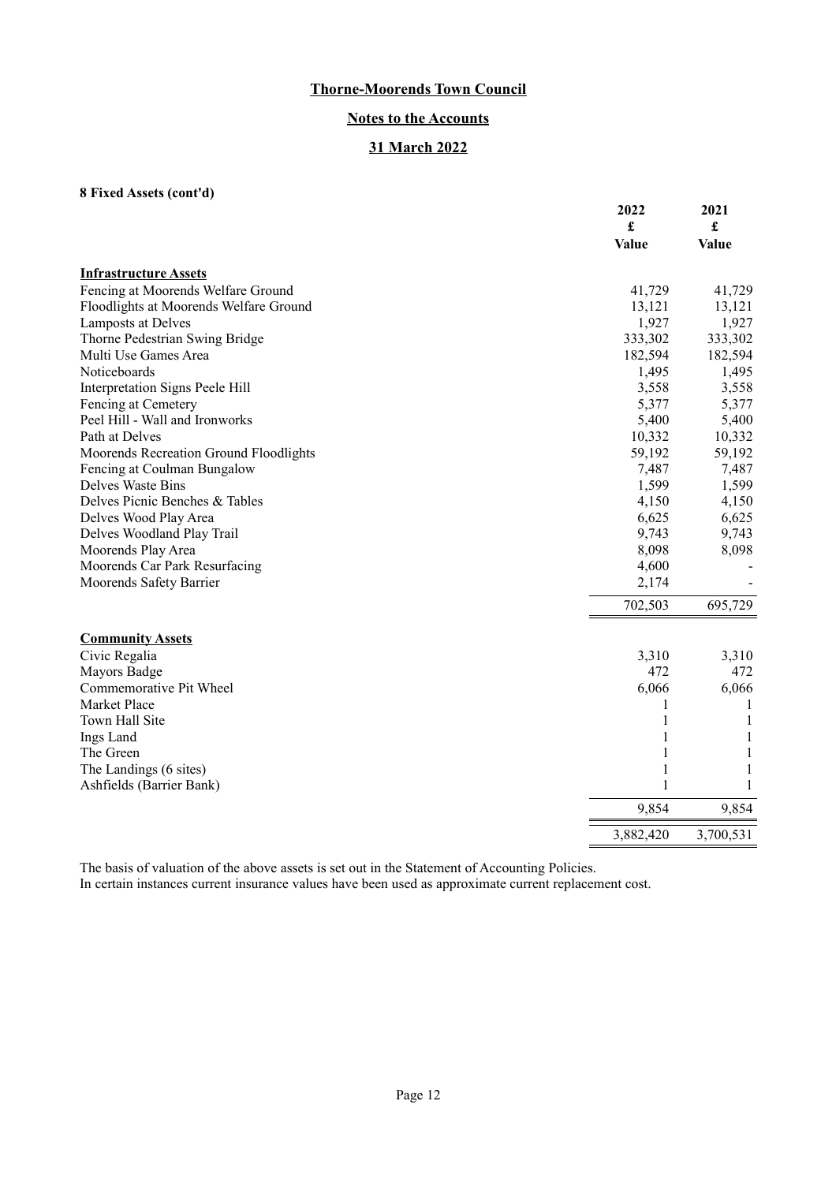# Thorne-Moorends Town Council

## Notes to the Accounts

## 31 March 2022

**8 Fixed Assets (cont'd)**

| | 2022 £ Value | 2021 £ Value |
|---|---|---|
| **Infrastructure Assets** | | |
| Fencing at Moorends Welfare Ground | 41,729 | 41,729 |
| Floodlights at Moorends Welfare Ground | 13,121 | 13,121 |
| Lamposts at Delves | 1,927 | 1,927 |
| Thorne Pedestrian Swing Bridge | 333,302 | 333,302 |
| Multi Use Games Area | 182,594 | 182,594 |
| Noticeboards | 1,495 | 1,495 |
| Interpretation Signs Peele Hill | 3,558 | 3,558 |
| Fencing at Cemetery | 5,377 | 5,377 |
| Peel Hill - Wall and Ironworks | 5,400 | 5,400 |
| Path at Delves | 10,332 | 10,332 |
| Moorends Recreation Ground Floodlights | 59,192 | 59,192 |
| Fencing at Coulman Bungalow | 7,487 | 7,487 |
| Delves Waste Bins | 1,599 | 1,599 |
| Delves Picnic Benches & Tables | 4,150 | 4,150 |
| Delves Wood Play Area | 6,625 | 6,625 |
| Delves Woodland Play Trail | 9,743 | 9,743 |
| Moorends Play Area | 8,098 | 8,098 |
| Moorends Car Park Resurfacing | 4,600 | - |
| Moorends Safety Barrier | 2,174 | - |
| | 702,503 | 695,729 |
| **Community Assets** | | |
| Civic Regalia | 3,310 | 3,310 |
| Mayors Badge | 472 | 472 |
| Commemorative Pit Wheel | 6,066 | 6,066 |
| Market Place | 1 | 1 |
| Town Hall Site | 1 | 1 |
| Ings Land | 1 | 1 |
| The Green | 1 | 1 |
| The Landings (6 sites) | 1 | 1 |
| Ashfields (Barrier Bank) | 1 | 1 |
| | 9,854 | 9,854 |
| | 3,882,420 | 3,700,531 |

The basis of valuation of the above assets is set out in the Statement of Accounting Policies.
In certain instances current insurance values have been used as approximate current replacement cost.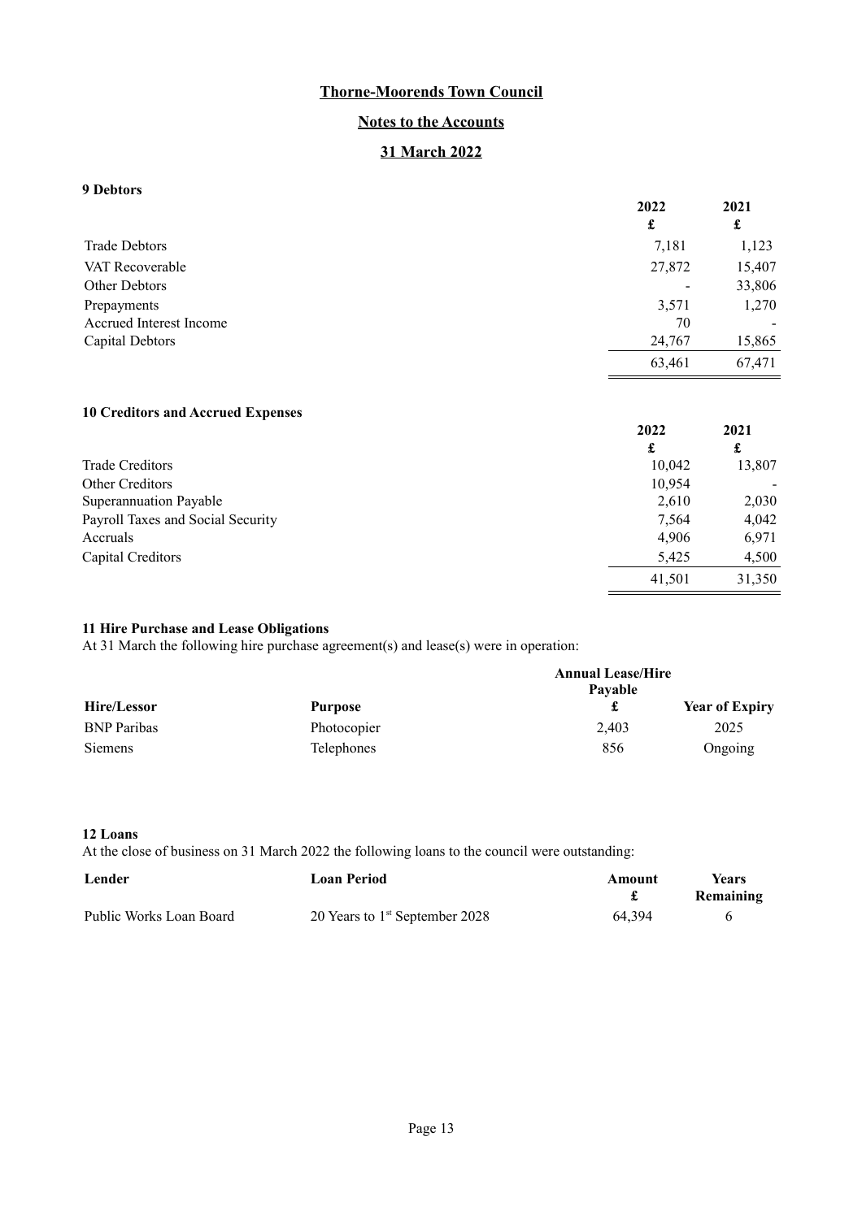# Thorne-Moorends Town Council

## Notes to the Accounts

## 31 March 2022

### 9 Debtors

| | 2022 £ | 2021 £ |
|---|---|---|
| Trade Debtors | 7,181 | 1,123 |
| VAT Recoverable | 27,872 | 15,407 |
| Other Debtors | - | 33,806 |
| Prepayments | 3,571 | 1,270 |
| Accrued Interest Income | 70 | - |
| Capital Debtors | 24,767 | 15,865 |
| | 63,461 | 67,471 |

### 10 Creditors and Accrued Expenses

| | 2022 £ | 2021 £ |
|---|---|---|
| Trade Creditors | 10,042 | 13,807 |
| Other Creditors | 10,954 | - |
| Superannuation Payable | 2,610 | 2,030 |
| Payroll Taxes and Social Security | 7,564 | 4,042 |
| Accruals | 4,906 | 6,971 |
| Capital Creditors | 5,425 | 4,500 |
| | 41,501 | 31,350 |

### 11 Hire Purchase and Lease Obligations

At 31 March the following hire purchase agreement(s) and lease(s) were in operation:

| Hire/Lessor | Purpose | Annual Lease/Hire Payable £ | Year of Expiry |
|---|---|---|---|
| BNP Paribas | Photocopier | 2,403 | 2025 |
| Siemens | Telephones | 856 | Ongoing |

### 12 Loans

At the close of business on 31 March 2022 the following loans to the council were outstanding:

| Lender | Loan Period | Amount £ | Years Remaining |
|---|---|---|---|
| Public Works Loan Board | 20 Years to 1st September 2028 | 64,394 | 6 |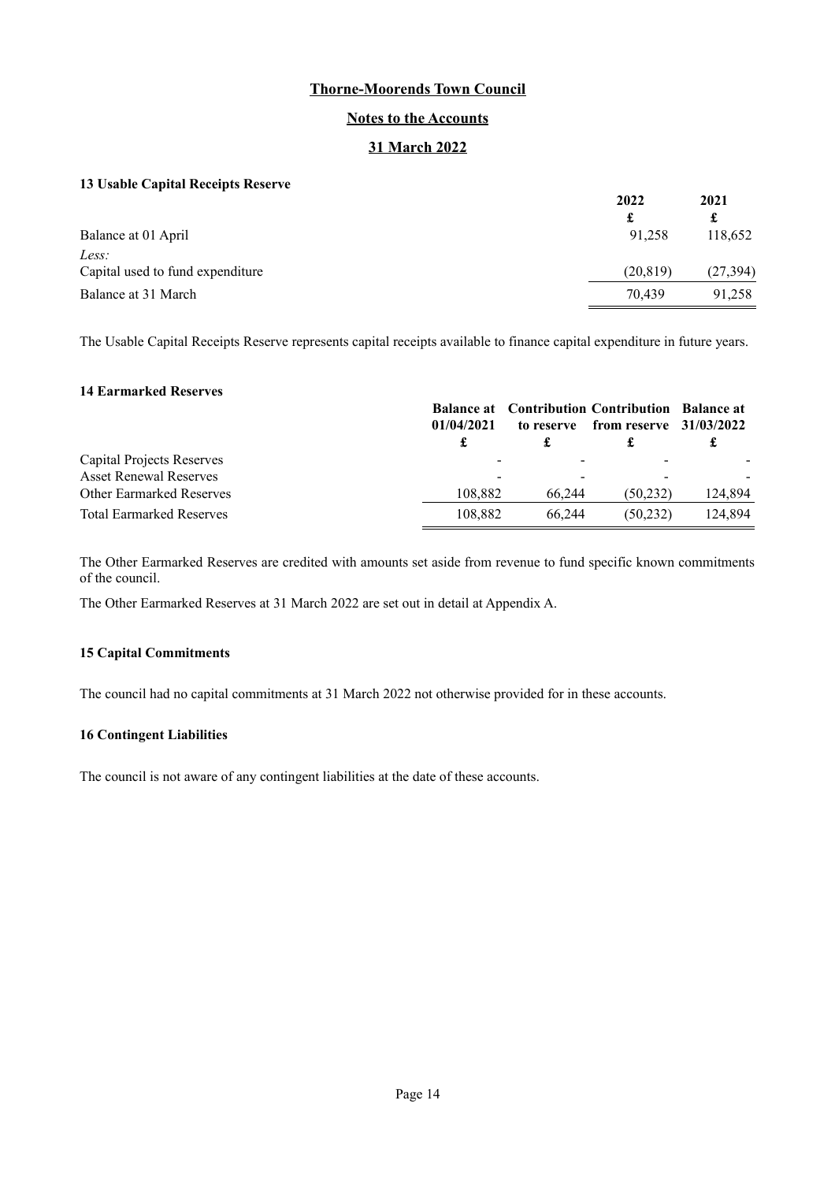# Thorne-Moorends Town Council

## Notes to the Accounts

## 31 March 2022

### 13 Usable Capital Receipts Reserve

| | 2022 | 2021 |
|---|---|---|
| | £ | £ |
| Balance at 01 April | 91,258 | 118,652 |
| *Less:* | | |
| Capital used to fund expenditure | (20,819) | (27,394) |
| Balance at 31 March | 70,439 | 91,258 |

The Usable Capital Receipts Reserve represents capital receipts available to finance capital expenditure in future years.

### 14 Earmarked Reserves

| | Balance at 01/04/2021 | Contribution to reserve | Contribution from reserve | Balance at 31/03/2022 |
|---|---|---|---|---|
| | £ | £ | £ | £ |
| Capital Projects Reserves | - | - | - | - |
| Asset Renewal Reserves | - | - | - | - |
| Other Earmarked Reserves | 108,882 | 66,244 | (50,232) | 124,894 |
| Total Earmarked Reserves | 108,882 | 66,244 | (50,232) | 124,894 |

The Other Earmarked Reserves are credited with amounts set aside from revenue to fund specific known commitments of the council.

The Other Earmarked Reserves at 31 March 2022 are set out in detail at Appendix A.

### 15 Capital Commitments

The council had no capital commitments at 31 March 2022 not otherwise provided for in these accounts.

### 16 Contingent Liabilities

The council is not aware of any contingent liabilities at the date of these accounts.